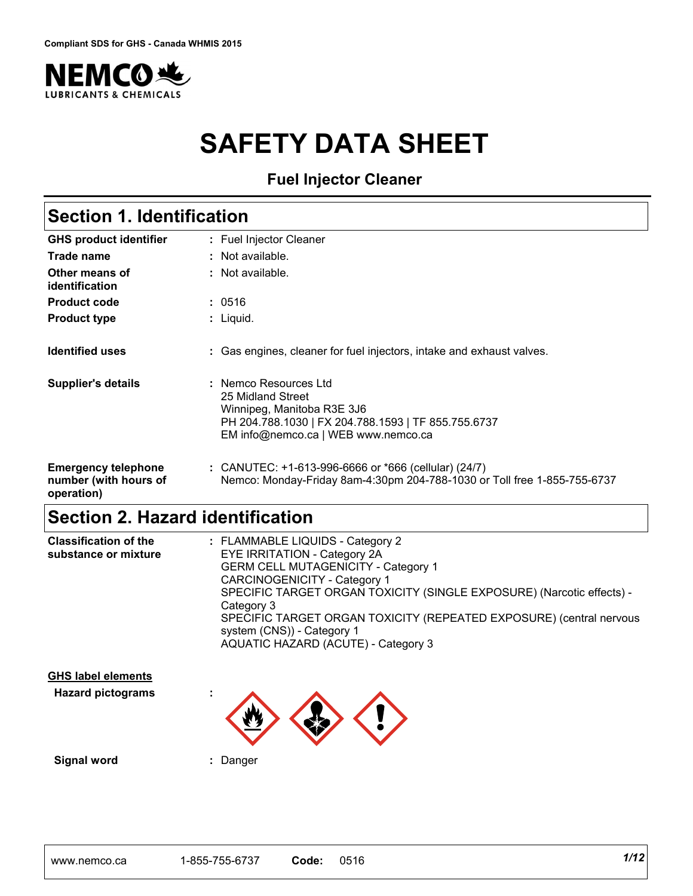Compliant SDS for GHS - Canada WHMIS 2015

NEMCO LUBRICANTS & CHEMICALS

# SAFETY DATA SHEET

**Fuel Injector Cleaner**

## Section 1. Identification

| | | |
|---|---|---|
| **GHS product identifier** | : | Fuel Injector Cleaner |
| **Trade name** | : | Not available. |
| **Other means of identification** | : | Not available. |
| **Product code** | : | 0516 |
| **Product type** | : | Liquid. |
| **Identified uses** | : | Gas engines, cleaner for fuel injectors, intake and exhaust valves. |
| **Supplier's details** | : | Nemco Resources Ltd<br>25 Midland Street<br>Winnipeg, Manitoba R3E 3J6<br>PH 204.788.1030 \| FX 204.788.1593 \| TF 855.755.6737<br>EM info@nemco.ca \| WEB www.nemco.ca |
| **Emergency telephone number (with hours of operation)** | : | CANUTEC: +1-613-996-6666 or *666 (cellular) (24/7)<br>Nemco: Monday-Friday 8am-4:30pm 204-788-1030 or Toll free 1-855-755-6737 |

## Section 2. Hazard identification

| | | |
|---|---|---|
| **Classification of the substance or mixture** | : | FLAMMABLE LIQUIDS - Category 2<br>EYE IRRITATION - Category 2A<br>GERM CELL MUTAGENICITY - Category 1<br>CARCINOGENICITY - Category 1<br>SPECIFIC TARGET ORGAN TOXICITY (SINGLE EXPOSURE) (Narcotic effects) - Category 3<br>SPECIFIC TARGET ORGAN TOXICITY (REPEATED EXPOSURE) (central nervous system (CNS)) - Category 1<br>AQUATIC HAZARD (ACUTE) - Category 3 |

**GHS label elements**

| | | |
|---|---|---|
| **Hazard pictograms** | : | |
| **Signal word** | : | Danger |

www.nemco.ca 1-855-755-6737 **Code:** 0516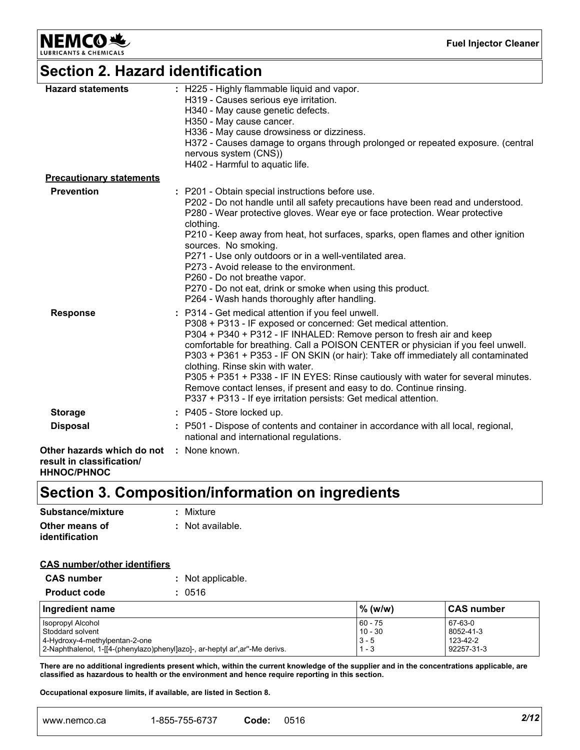## Section 2. Hazard identification

**Hazard statements** : H225 - Highly flammable liquid and vapor.
H319 - Causes serious eye irritation.
H340 - May cause genetic defects.
H350 - May cause cancer.
H336 - May cause drowsiness or dizziness.
H372 - Causes damage to organs through prolonged or repeated exposure. (central nervous system (CNS))
H402 - Harmful to aquatic life.

**Precautionary statements**

**Prevention** : P201 - Obtain special instructions before use.
P202 - Do not handle until all safety precautions have been read and understood.
P280 - Wear protective gloves. Wear eye or face protection. Wear protective clothing.
P210 - Keep away from heat, hot surfaces, sparks, open flames and other ignition sources. No smoking.
P271 - Use only outdoors or in a well-ventilated area.
P273 - Avoid release to the environment.
P260 - Do not breathe vapor.
P270 - Do not eat, drink or smoke when using this product.
P264 - Wash hands thoroughly after handling.

**Response** : P314 - Get medical attention if you feel unwell.
P308 + P313 - IF exposed or concerned: Get medical attention.
P304 + P340 + P312 - IF INHALED: Remove person to fresh air and keep comfortable for breathing. Call a POISON CENTER or physician if you feel unwell.
P303 + P361 + P353 - IF ON SKIN (or hair): Take off immediately all contaminated clothing. Rinse skin with water.
P305 + P351 + P338 - IF IN EYES: Rinse cautiously with water for several minutes. Remove contact lenses, if present and easy to do. Continue rinsing.
P337 + P313 - If eye irritation persists: Get medical attention.

**Storage** : P405 - Store locked up.

**Disposal** : P501 - Dispose of contents and container in accordance with all local, regional, national and international regulations.

**Other hazards which do not result in classification/ HHNOC/PHNOC** : None known.

## Section 3. Composition/information on ingredients

**Substance/mixture** : Mixture

**Other means of identification** : Not available.

**CAS number/other identifiers**

**CAS number** : Not applicable.

**Product code** : 0516

| Ingredient name | % (w/w) | CAS number |
|---|---|---|
| Isopropyl Alcohol | 60 - 75 | 67-63-0 |
| Stoddard solvent | 10 - 30 | 8052-41-3 |
| 4-Hydroxy-4-methylpentan-2-one | 3 - 5 | 123-42-2 |
| 2-Naphthalenol, 1-[[4-(phenylazo)phenyl]azo]-, ar-heptyl ar',ar''-Me derivs. | 1 - 3 | 92257-31-3 |

**There are no additional ingredients present which, within the current knowledge of the supplier and in the concentrations applicable, are classified as hazardous to health or the environment and hence require reporting in this section.**

**Occupational exposure limits, if available, are listed in Section 8.**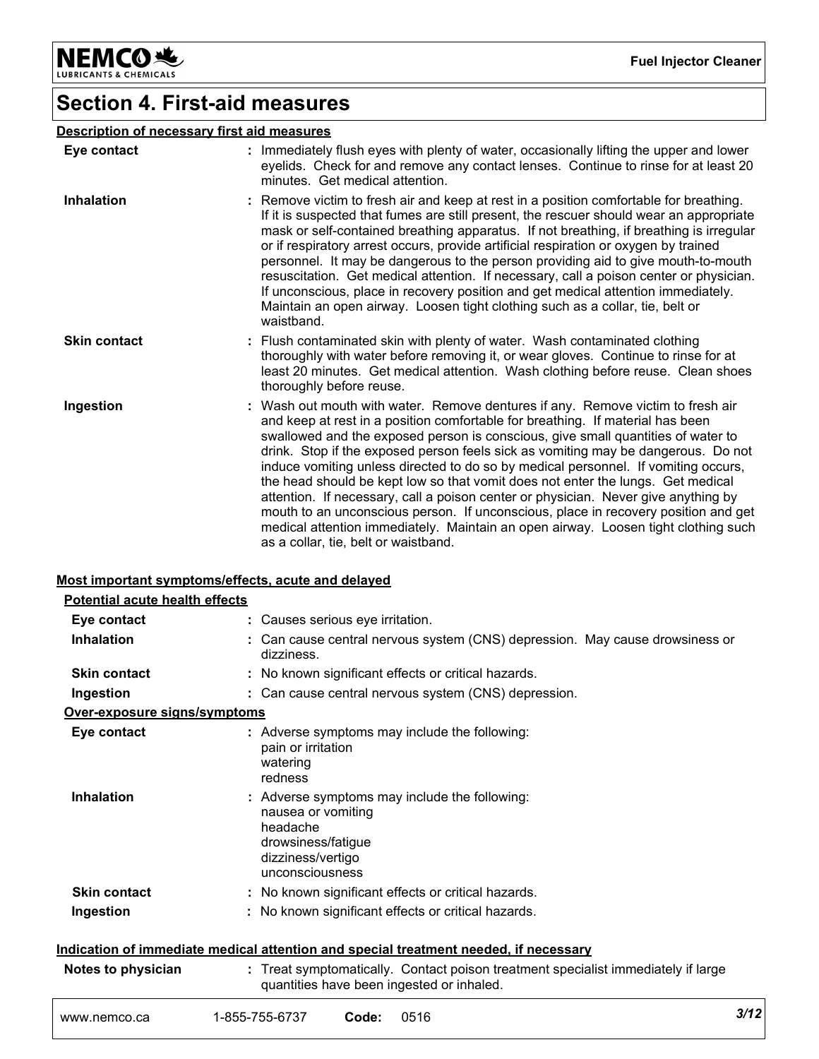## Section 4. First-aid measures

### Description of necessary first aid measures

| | |
|---|---|
| **Eye contact** | : Immediately flush eyes with plenty of water, occasionally lifting the upper and lower eyelids. Check for and remove any contact lenses. Continue to rinse for at least 20 minutes. Get medical attention. |
| **Inhalation** | : Remove victim to fresh air and keep at rest in a position comfortable for breathing. If it is suspected that fumes are still present, the rescuer should wear an appropriate mask or self-contained breathing apparatus. If not breathing, if breathing is irregular or if respiratory arrest occurs, provide artificial respiration or oxygen by trained personnel. It may be dangerous to the person providing aid to give mouth-to-mouth resuscitation. Get medical attention. If necessary, call a poison center or physician. If unconscious, place in recovery position and get medical attention immediately. Maintain an open airway. Loosen tight clothing such as a collar, tie, belt or waistband. |
| **Skin contact** | : Flush contaminated skin with plenty of water. Wash contaminated clothing thoroughly with water before removing it, or wear gloves. Continue to rinse for at least 20 minutes. Get medical attention. Wash clothing before reuse. Clean shoes thoroughly before reuse. |
| **Ingestion** | : Wash out mouth with water. Remove dentures if any. Remove victim to fresh air and keep at rest in a position comfortable for breathing. If material has been swallowed and the exposed person is conscious, give small quantities of water to drink. Stop if the exposed person feels sick as vomiting may be dangerous. Do not induce vomiting unless directed to do so by medical personnel. If vomiting occurs, the head should be kept low so that vomit does not enter the lungs. Get medical attention. If necessary, call a poison center or physician. Never give anything by mouth to an unconscious person. If unconscious, place in recovery position and get medical attention immediately. Maintain an open airway. Loosen tight clothing such as a collar, tie, belt or waistband. |

### Most important symptoms/effects, acute and delayed

**Potential acute health effects**

| | |
|---|---|
| **Eye contact** | : Causes serious eye irritation. |
| **Inhalation** | : Can cause central nervous system (CNS) depression. May cause drowsiness or dizziness. |
| **Skin contact** | : No known significant effects or critical hazards. |
| **Ingestion** | : Can cause central nervous system (CNS) depression. |

**Over-exposure signs/symptoms**

| | |
|---|---|
| **Eye contact** | : Adverse symptoms may include the following:<br>pain or irritation<br>watering<br>redness |
| **Inhalation** | : Adverse symptoms may include the following:<br>nausea or vomiting<br>headache<br>drowsiness/fatigue<br>dizziness/vertigo<br>unconsciousness |
| **Skin contact** | : No known significant effects or critical hazards. |
| **Ingestion** | : No known significant effects or critical hazards. |

### Indication of immediate medical attention and special treatment needed, if necessary

| | |
|---|---|
| **Notes to physician** | : Treat symptomatically. Contact poison treatment specialist immediately if large quantities have been ingested or inhaled. |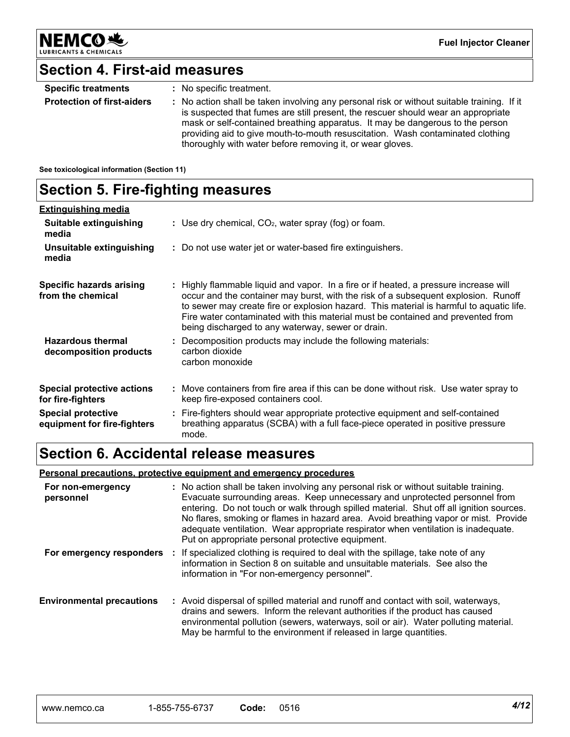## Section 4. First-aid measures

| | |
|---|---|
| **Specific treatments** | : No specific treatment. |
| **Protection of first-aiders** | : No action shall be taken involving any personal risk or without suitable training. If it is suspected that fumes are still present, the rescuer should wear an appropriate mask or self-contained breathing apparatus. It may be dangerous to the person providing aid to give mouth-to-mouth resuscitation. Wash contaminated clothing thoroughly with water before removing it, or wear gloves. |

**See toxicological information (Section 11)**

## Section 5. Fire-fighting measures

**Extinguishing media**

| | |
|---|---|
| **Suitable extinguishing media** | : Use dry chemical, $CO_2$, water spray (fog) or foam. |
| **Unsuitable extinguishing media** | : Do not use water jet or water-based fire extinguishers. |
| **Specific hazards arising from the chemical** | : Highly flammable liquid and vapor. In a fire or if heated, a pressure increase will occur and the container may burst, with the risk of a subsequent explosion. Runoff to sewer may create fire or explosion hazard. This material is harmful to aquatic life. Fire water contaminated with this material must be contained and prevented from being discharged to any waterway, sewer or drain. |
| **Hazardous thermal decomposition products** | : Decomposition products may include the following materials: carbon dioxide carbon monoxide |
| **Special protective actions for fire-fighters** | : Move containers from fire area if this can be done without risk. Use water spray to keep fire-exposed containers cool. |
| **Special protective equipment for fire-fighters** | : Fire-fighters should wear appropriate protective equipment and self-contained breathing apparatus (SCBA) with a full face-piece operated in positive pressure mode. |

## Section 6. Accidental release measures

**Personal precautions, protective equipment and emergency procedures**

| | |
|---|---|
| **For non-emergency personnel** | : No action shall be taken involving any personal risk or without suitable training. Evacuate surrounding areas. Keep unnecessary and unprotected personnel from entering. Do not touch or walk through spilled material. Shut off all ignition sources. No flares, smoking or flames in hazard area. Avoid breathing vapor or mist. Provide adequate ventilation. Wear appropriate respirator when ventilation is inadequate. Put on appropriate personal protective equipment. |
| **For emergency responders** | : If specialized clothing is required to deal with the spillage, take note of any information in Section 8 on suitable and unsuitable materials. See also the information in "For non-emergency personnel". |
| **Environmental precautions** | : Avoid dispersal of spilled material and runoff and contact with soil, waterways, drains and sewers. Inform the relevant authorities if the product has caused environmental pollution (sewers, waterways, soil or air). Water polluting material. May be harmful to the environment if released in large quantities. |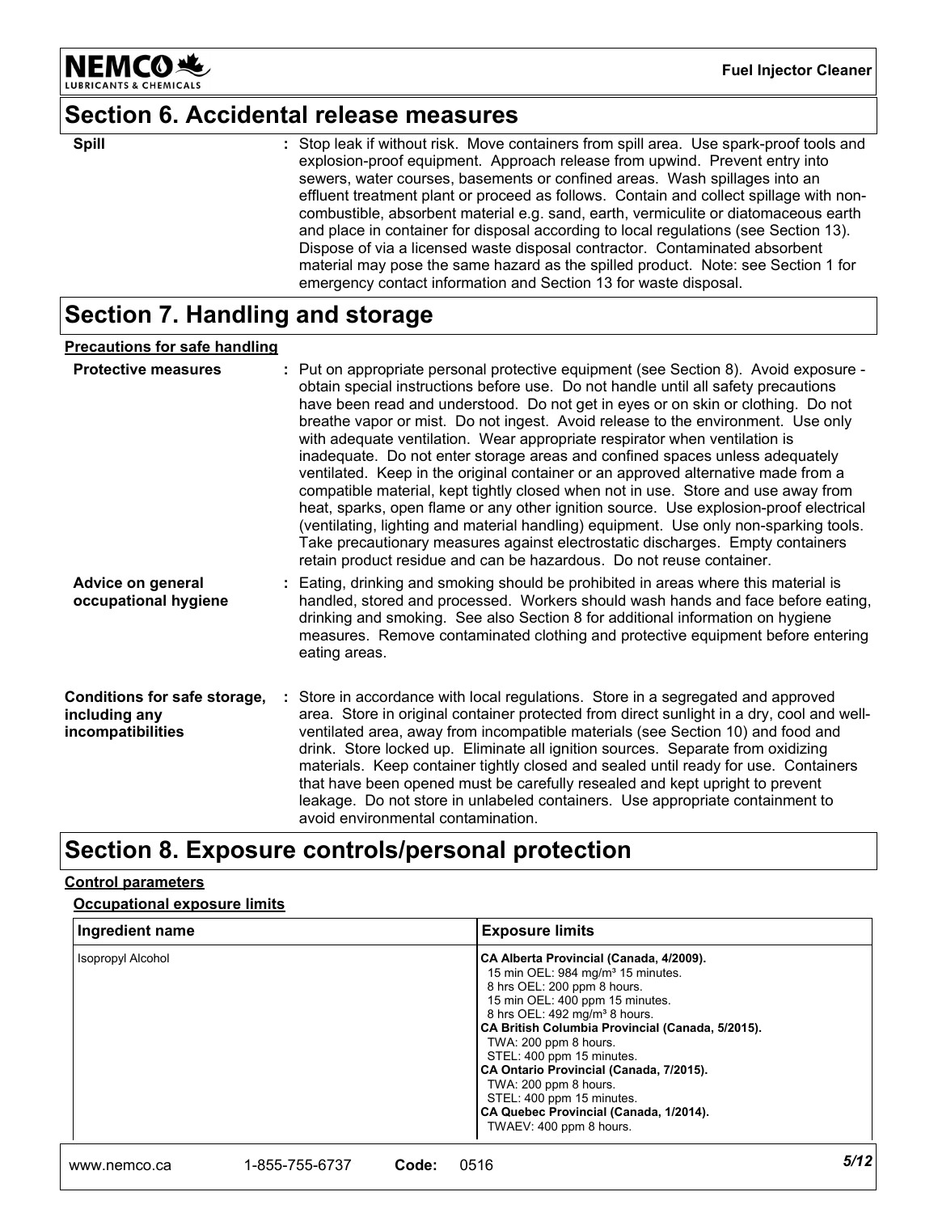## Section 6. Accidental release measures

| | |
|---|---|
| **Spill** | Stop leak if without risk. Move containers from spill area. Use spark-proof tools and explosion-proof equipment. Approach release from upwind. Prevent entry into sewers, water courses, basements or confined areas. Wash spillages into an effluent treatment plant or proceed as follows. Contain and collect spillage with non-combustible, absorbent material e.g. sand, earth, vermiculite or diatomaceous earth and place in container for disposal according to local regulations (see Section 13). Dispose of via a licensed waste disposal contractor. Contaminated absorbent material may pose the same hazard as the spilled product. Note: see Section 1 for emergency contact information and Section 13 for waste disposal. |

## Section 7. Handling and storage

**Precautions for safe handling**

| | |
|---|---|
| **Protective measures** | Put on appropriate personal protective equipment (see Section 8). Avoid exposure - obtain special instructions before use. Do not handle until all safety precautions have been read and understood. Do not get in eyes or on skin or clothing. Do not breathe vapor or mist. Do not ingest. Avoid release to the environment. Use only with adequate ventilation. Wear appropriate respirator when ventilation is inadequate. Do not enter storage areas and confined spaces unless adequately ventilated. Keep in the original container or an approved alternative made from a compatible material, kept tightly closed when not in use. Store and use away from heat, sparks, open flame or any other ignition source. Use explosion-proof electrical (ventilating, lighting and material handling) equipment. Use only non-sparking tools. Take precautionary measures against electrostatic discharges. Empty containers retain product residue and can be hazardous. Do not reuse container. |
| **Advice on general occupational hygiene** | Eating, drinking and smoking should be prohibited in areas where this material is handled, stored and processed. Workers should wash hands and face before eating, drinking and smoking. See also Section 8 for additional information on hygiene measures. Remove contaminated clothing and protective equipment before entering eating areas. |
| **Conditions for safe storage, including any incompatibilities** | Store in accordance with local regulations. Store in a segregated and approved area. Store in original container protected from direct sunlight in a dry, cool and well-ventilated area, away from incompatible materials (see Section 10) and food and drink. Store locked up. Eliminate all ignition sources. Separate from oxidizing materials. Keep container tightly closed and sealed until ready for use. Containers that have been opened must be carefully resealed and kept upright to prevent leakage. Do not store in unlabeled containers. Use appropriate containment to avoid environmental contamination. |

## Section 8. Exposure controls/personal protection

**Control parameters**

**Occupational exposure limits**

| Ingredient name | Exposure limits |
|---|---|
| Isopropyl Alcohol | **CA Alberta Provincial (Canada, 4/2009).**<br>15 min OEL: 984 mg/m³ 15 minutes.<br>8 hrs OEL: 200 ppm 8 hours.<br>15 min OEL: 400 ppm 15 minutes.<br>8 hrs OEL: 492 mg/m³ 8 hours.<br>**CA British Columbia Provincial (Canada, 5/2015).**<br>TWA: 200 ppm 8 hours.<br>STEL: 400 ppm 15 minutes.<br>**CA Ontario Provincial (Canada, 7/2015).**<br>TWA: 200 ppm 8 hours.<br>STEL: 400 ppm 15 minutes.<br>**CA Quebec Provincial (Canada, 1/2014).**<br>TWAEV: 400 ppm 8 hours. |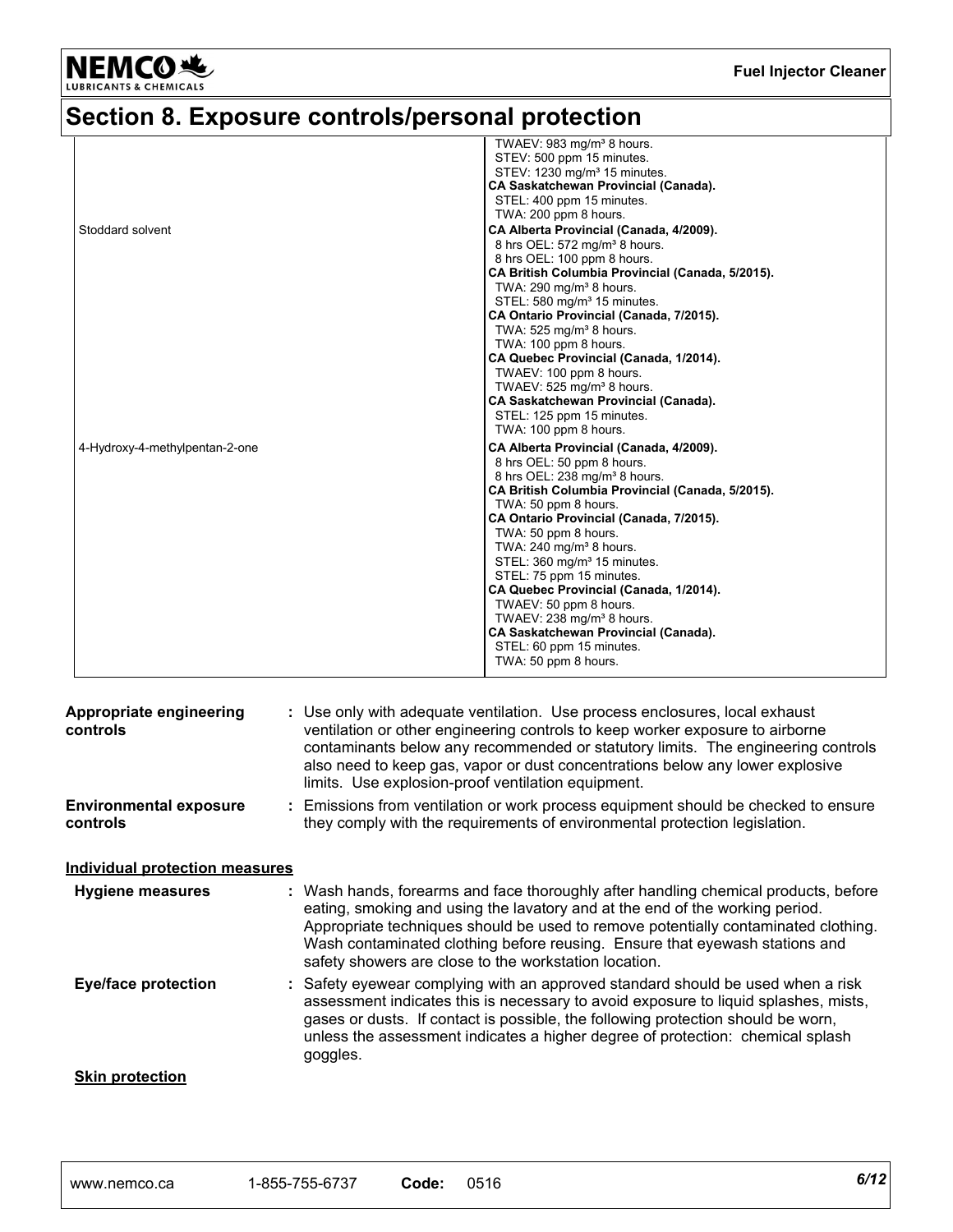# Section 8. Exposure controls/personal protection

| | |
|---|---|
| | TWAEV: 983 mg/m³ 8 hours.<br>STEV: 500 ppm 15 minutes.<br>STEV: 1230 mg/m³ 15 minutes.<br>**CA Saskatchewan Provincial (Canada).**<br>STEL: 400 ppm 15 minutes.<br>TWA: 200 ppm 8 hours. |
| Stoddard solvent | **CA Alberta Provincial (Canada, 4/2009).**<br>8 hrs OEL: 572 mg/m³ 8 hours.<br>8 hrs OEL: 100 ppm 8 hours.<br>**CA British Columbia Provincial (Canada, 5/2015).**<br>TWA: 290 mg/m³ 8 hours.<br>STEL: 580 mg/m³ 15 minutes.<br>**CA Ontario Provincial (Canada, 7/2015).**<br>TWA: 525 mg/m³ 8 hours.<br>TWA: 100 ppm 8 hours.<br>**CA Quebec Provincial (Canada, 1/2014).**<br>TWAEV: 100 ppm 8 hours.<br>TWAEV: 525 mg/m³ 8 hours.<br>**CA Saskatchewan Provincial (Canada).**<br>STEL: 125 ppm 15 minutes.<br>TWA: 100 ppm 8 hours. |
| 4-Hydroxy-4-methylpentan-2-one | **CA Alberta Provincial (Canada, 4/2009).**<br>8 hrs OEL: 50 ppm 8 hours.<br>8 hrs OEL: 238 mg/m³ 8 hours.<br>**CA British Columbia Provincial (Canada, 5/2015).**<br>TWA: 50 ppm 8 hours.<br>**CA Ontario Provincial (Canada, 7/2015).**<br>TWA: 50 ppm 8 hours.<br>TWA: 240 mg/m³ 8 hours.<br>STEL: 360 mg/m³ 15 minutes.<br>STEL: 75 ppm 15 minutes.<br>**CA Quebec Provincial (Canada, 1/2014).**<br>TWAEV: 50 ppm 8 hours.<br>TWAEV: 238 mg/m³ 8 hours.<br>**CA Saskatchewan Provincial (Canada).**<br>STEL: 60 ppm 15 minutes.<br>TWA: 50 ppm 8 hours. |

**Appropriate engineering controls** : Use only with adequate ventilation. Use process enclosures, local exhaust ventilation or other engineering controls to keep worker exposure to airborne contaminants below any recommended or statutory limits. The engineering controls also need to keep gas, vapor or dust concentrations below any lower explosive limits. Use explosion-proof ventilation equipment.

**Environmental exposure controls** : Emissions from ventilation or work process equipment should be checked to ensure they comply with the requirements of environmental protection legislation.

**Individual protection measures**

**Hygiene measures** : Wash hands, forearms and face thoroughly after handling chemical products, before eating, smoking and using the lavatory and at the end of the working period. Appropriate techniques should be used to remove potentially contaminated clothing. Wash contaminated clothing before reusing. Ensure that eyewash stations and safety showers are close to the workstation location.

**Eye/face protection** : Safety eyewear complying with an approved standard should be used when a risk assessment indicates this is necessary to avoid exposure to liquid splashes, mists, gases or dusts. If contact is possible, the following protection should be worn, unless the assessment indicates a higher degree of protection: chemical splash goggles.

**Skin protection**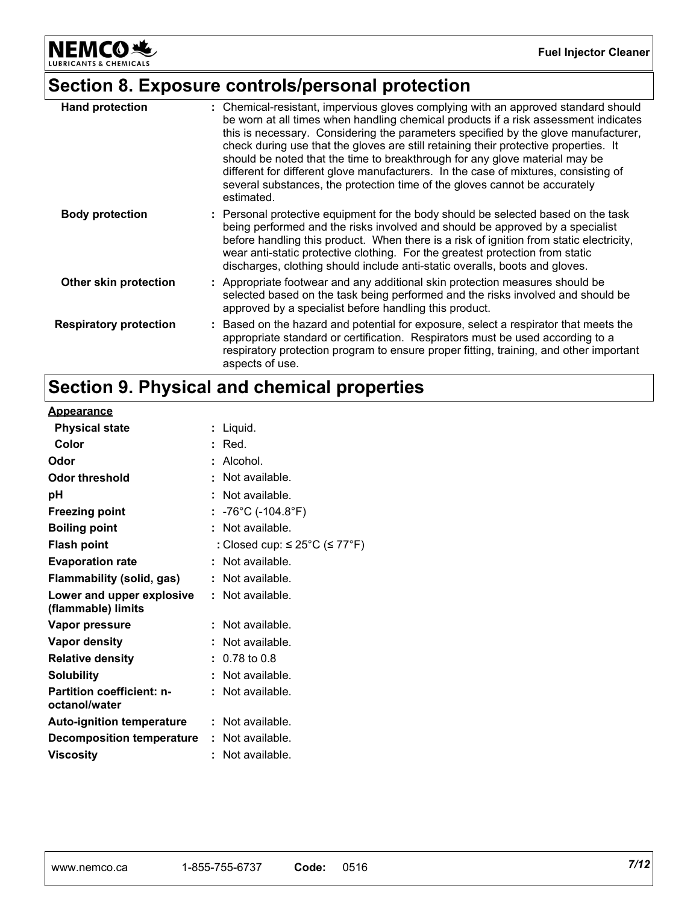## Section 8. Exposure controls/personal protection

| | |
|---|---|
| **Hand protection** | : Chemical-resistant, impervious gloves complying with an approved standard should be worn at all times when handling chemical products if a risk assessment indicates this is necessary. Considering the parameters specified by the glove manufacturer, check during use that the gloves are still retaining their protective properties. It should be noted that the time to breakthrough for any glove material may be different for different glove manufacturers. In the case of mixtures, consisting of several substances, the protection time of the gloves cannot be accurately estimated. |
| **Body protection** | : Personal protective equipment for the body should be selected based on the task being performed and the risks involved and should be approved by a specialist before handling this product. When there is a risk of ignition from static electricity, wear anti-static protective clothing. For the greatest protection from static discharges, clothing should include anti-static overalls, boots and gloves. |
| **Other skin protection** | : Appropriate footwear and any additional skin protection measures should be selected based on the task being performed and the risks involved and should be approved by a specialist before handling this product. |
| **Respiratory protection** | : Based on the hazard and potential for exposure, select a respirator that meets the appropriate standard or certification. Respirators must be used according to a respiratory protection program to ensure proper fitting, training, and other important aspects of use. |

## Section 9. Physical and chemical properties

**Appearance**

| | |
|---|---|
| **Physical state** | : Liquid. |
| **Color** | : Red. |
| **Odor** | : Alcohol. |
| **Odor threshold** | : Not available. |
| **pH** | : Not available. |
| **Freezing point** | : -76°C (-104.8°F) |
| **Boiling point** | : Not available. |
| **Flash point** | : Closed cup: ≤ 25°C (≤ 77°F) |
| **Evaporation rate** | : Not available. |
| **Flammability (solid, gas)** | : Not available. |
| **Lower and upper explosive (flammable) limits** | : Not available. |
| **Vapor pressure** | : Not available. |
| **Vapor density** | : Not available. |
| **Relative density** | : 0.78 to 0.8 |
| **Solubility** | : Not available. |
| **Partition coefficient: n-octanol/water** | : Not available. |
| **Auto-ignition temperature** | : Not available. |
| **Decomposition temperature** | : Not available. |
| **Viscosity** | : Not available. |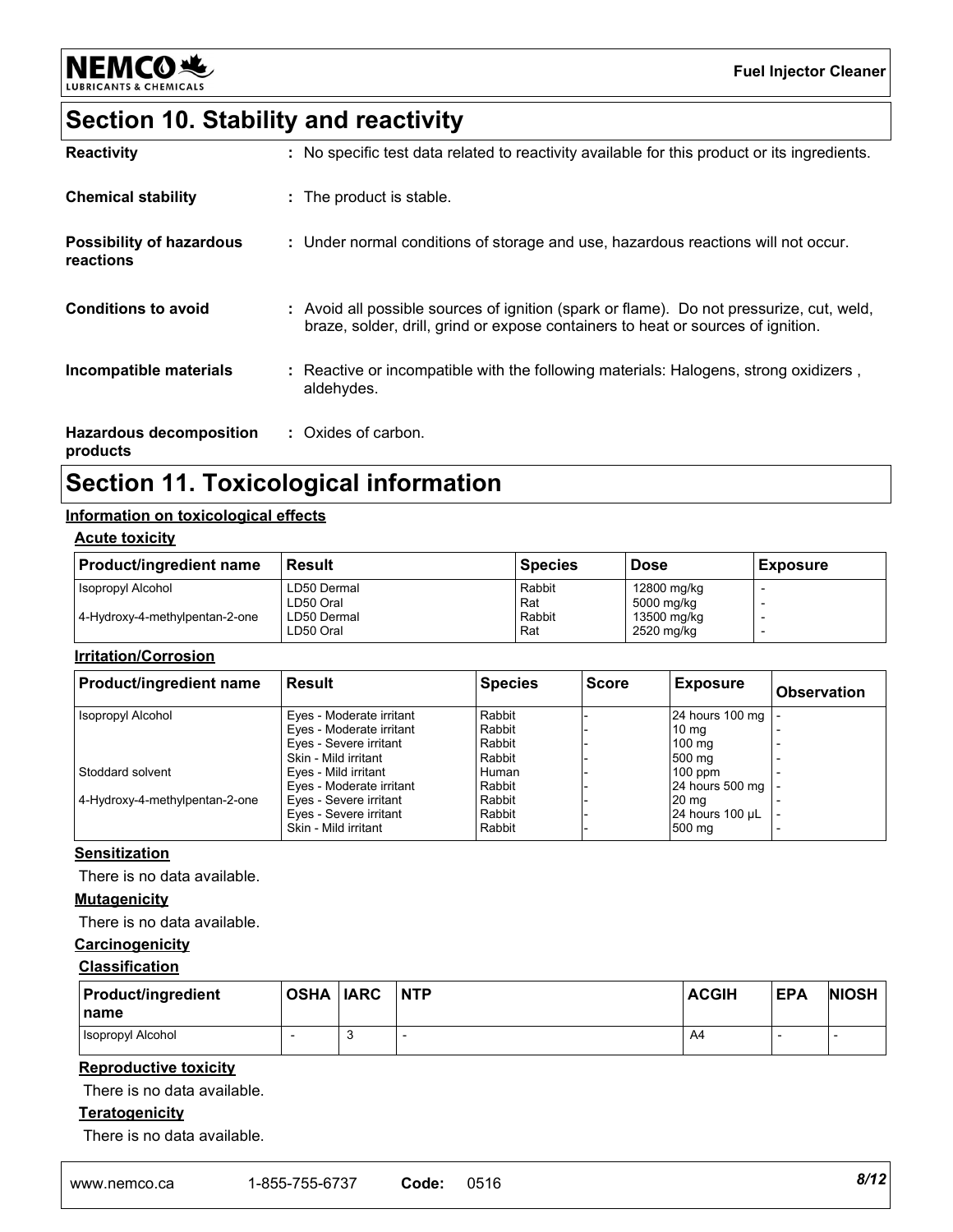## Section 10. Stability and reactivity

**Reactivity** : No specific test data related to reactivity available for this product or its ingredients.

**Chemical stability** : The product is stable.

**Possibility of hazardous reactions** : Under normal conditions of storage and use, hazardous reactions will not occur.

**Conditions to avoid** : Avoid all possible sources of ignition (spark or flame). Do not pressurize, cut, weld, braze, solder, drill, grind or expose containers to heat or sources of ignition.

**Incompatible materials** : Reactive or incompatible with the following materials: Halogens, strong oxidizers , aldehydes.

**Hazardous decomposition products** : Oxides of carbon.

## Section 11. Toxicological information

### Information on toxicological effects

#### Acute toxicity

| Product/ingredient name | Result | Species | Dose | Exposure |
|---|---|---|---|---|
| Isopropyl Alcohol | LD50 Dermal | Rabbit | 12800 mg/kg | - |
| | LD50 Oral | Rat | 5000 mg/kg | - |
| 4-Hydroxy-4-methylpentan-2-one | LD50 Dermal | Rabbit | 13500 mg/kg | - |
| | LD50 Oral | Rat | 2520 mg/kg | - |

#### Irritation/Corrosion

| Product/ingredient name | Result | Species | Score | Exposure | Observation |
|---|---|---|---|---|---|
| Isopropyl Alcohol | Eyes - Moderate irritant | Rabbit | - | 24 hours 100 mg | - |
| | Eyes - Moderate irritant | Rabbit | - | 10 mg | - |
| | Eyes - Severe irritant | Rabbit | - | 100 mg | - |
| | Skin - Mild irritant | Rabbit | - | 500 mg | - |
| Stoddard solvent | Eyes - Mild irritant | Human | - | 100 ppm | - |
| | Eyes - Moderate irritant | Rabbit | - | 24 hours 500 mg | - |
| 4-Hydroxy-4-methylpentan-2-one | Eyes - Severe irritant | Rabbit | - | 20 mg | - |
| | Eyes - Severe irritant | Rabbit | - | 24 hours 100 µL | - |
| | Skin - Mild irritant | Rabbit | - | 500 mg | - |

#### Sensitization

There is no data available.

#### Mutagenicity

There is no data available.

#### Carcinogenicity

#### Classification

| Product/ingredient name | OSHA | IARC | NTP | ACGIH | EPA | NIOSH |
|---|---|---|---|---|---|---|
| Isopropyl Alcohol | - | 3 | - | A4 | - | - |

#### Reproductive toxicity

There is no data available.

#### Teratogenicity

There is no data available.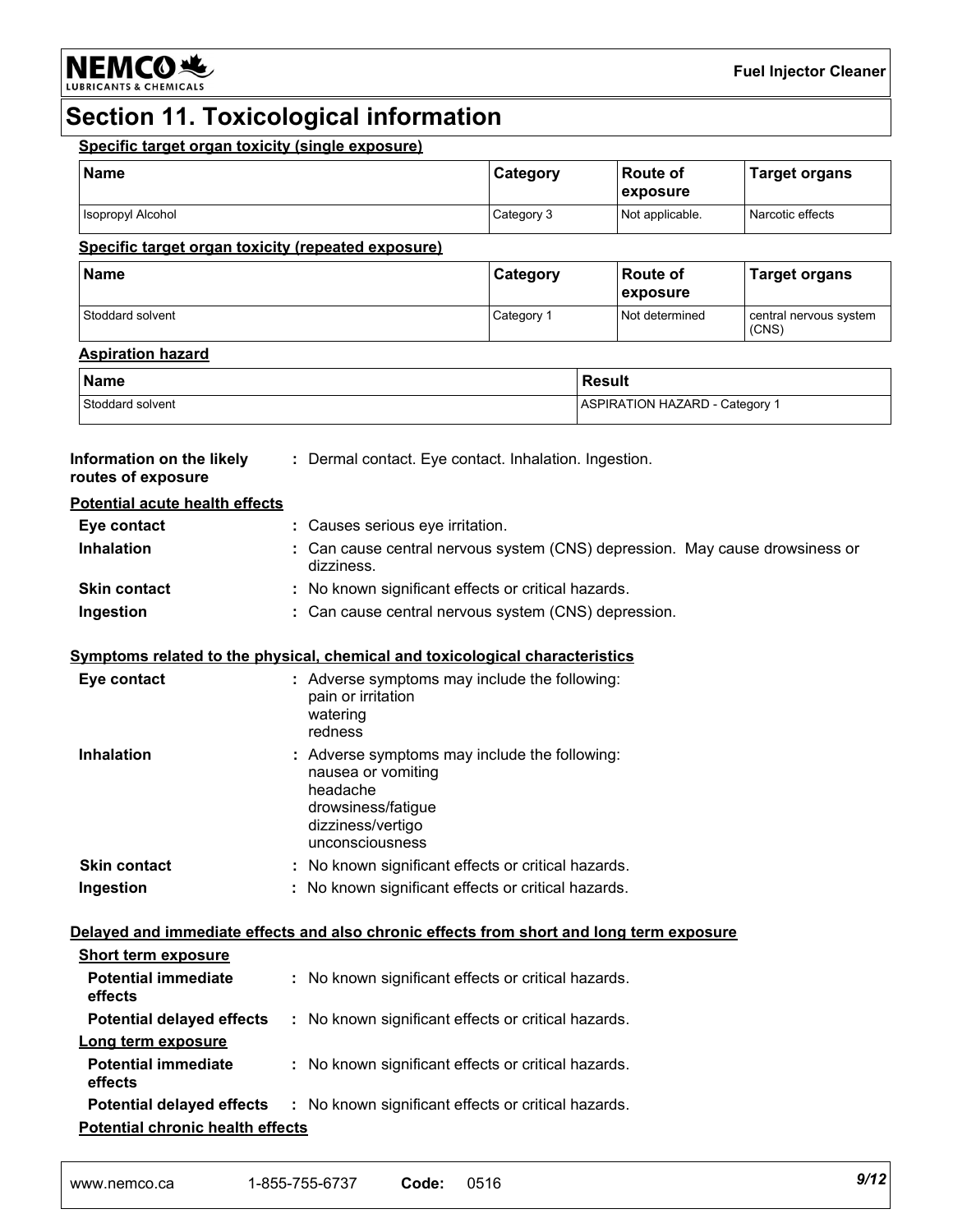# Section 11. Toxicological information

**Specific target organ toxicity (single exposure)**

| Name | Category | Route of exposure | Target organs |
|---|---|---|---|
| Isopropyl Alcohol | Category 3 | Not applicable. | Narcotic effects |

**Specific target organ toxicity (repeated exposure)**

| Name | Category | Route of exposure | Target organs |
|---|---|---|---|
| Stoddard solvent | Category 1 | Not determined | central nervous system (CNS) |

**Aspiration hazard**

| Name | Result |
|---|---|
| Stoddard solvent | ASPIRATION HAZARD - Category 1 |

**Information on the likely routes of exposure** : Dermal contact. Eye contact. Inhalation. Ingestion.

**Potential acute health effects**

**Eye contact** : Causes serious eye irritation.

**Inhalation** : Can cause central nervous system (CNS) depression. May cause drowsiness or dizziness.

**Skin contact** : No known significant effects or critical hazards.

**Ingestion** : Can cause central nervous system (CNS) depression.

**Symptoms related to the physical, chemical and toxicological characteristics**

**Eye contact** : Adverse symptoms may include the following:
pain or irritation
watering
redness

**Inhalation** : Adverse symptoms may include the following:
nausea or vomiting
headache
drowsiness/fatigue
dizziness/vertigo
unconsciousness

**Skin contact** : No known significant effects or critical hazards.

**Ingestion** : No known significant effects or critical hazards.

**Delayed and immediate effects and also chronic effects from short and long term exposure**

**Short term exposure**

**Potential immediate effects** : No known significant effects or critical hazards.

**Potential delayed effects** : No known significant effects or critical hazards.

**Long term exposure**

**Potential immediate effects** : No known significant effects or critical hazards.

**Potential delayed effects** : No known significant effects or critical hazards.

**Potential chronic health effects**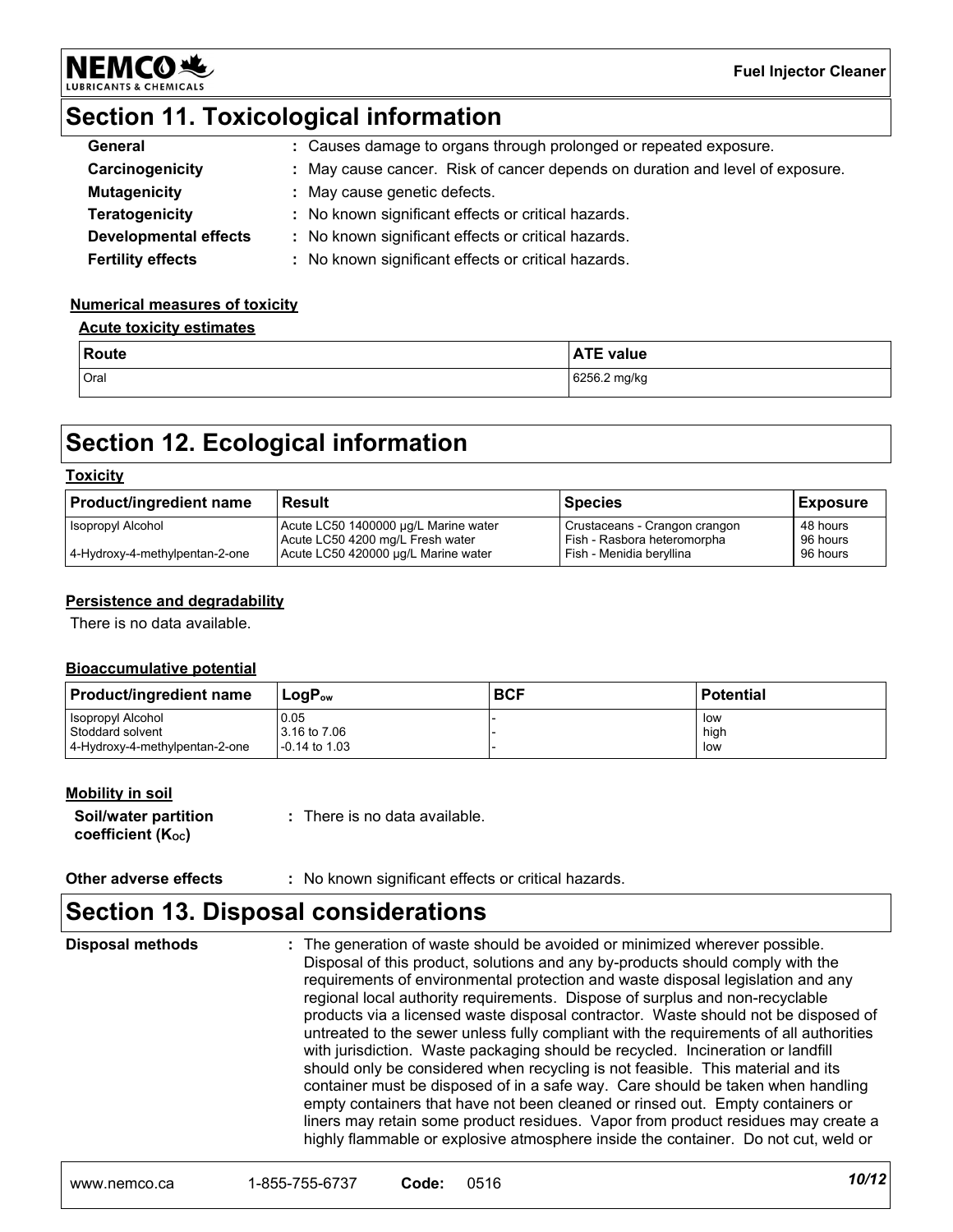## Section 11. Toxicological information

**General** : Causes damage to organs through prolonged or repeated exposure.

**Carcinogenicity** : May cause cancer. Risk of cancer depends on duration and level of exposure.

**Mutagenicity** : May cause genetic defects.

**Teratogenicity** : No known significant effects or critical hazards.

**Developmental effects** : No known significant effects or critical hazards.

**Fertility effects** : No known significant effects or critical hazards.

**Numerical measures of toxicity**

**Acute toxicity estimates**

| Route | ATE value |
|---|---|
| Oral | 6256.2 mg/kg |

## Section 12. Ecological information

**Toxicity**

| Product/ingredient name | Result | Species | Exposure |
|---|---|---|---|
| Isopropyl Alcohol | Acute LC50 1400000 µg/L Marine water | Crustaceans - Crangon crangon | 48 hours |
| | Acute LC50 4200 mg/L Fresh water | Fish - Rasbora heteromorpha | 96 hours |
| 4-Hydroxy-4-methylpentan-2-one | Acute LC50 420000 µg/L Marine water | Fish - Menidia beryllina | 96 hours |

**Persistence and degradability**

There is no data available.

**Bioaccumulative potential**

| Product/ingredient name | $LogP_{ow}$ | BCF | Potential |
|---|---|---|---|
| Isopropyl Alcohol | 0.05 | - | low |
| Stoddard solvent | 3.16 to 7.06 | - | high |
| 4-Hydroxy-4-methylpentan-2-one | -0.14 to 1.03 | - | low |

**Mobility in soil**

**Soil/water partition coefficient ($K_{OC}$)** : There is no data available.

**Other adverse effects** : No known significant effects or critical hazards.

## Section 13. Disposal considerations

**Disposal methods** : The generation of waste should be avoided or minimized wherever possible. Disposal of this product, solutions and any by-products should comply with the requirements of environmental protection and waste disposal legislation and any regional local authority requirements. Dispose of surplus and non-recyclable products via a licensed waste disposal contractor. Waste should not be disposed of untreated to the sewer unless fully compliant with the requirements of all authorities with jurisdiction. Waste packaging should be recycled. Incineration or landfill should only be considered when recycling is not feasible. This material and its container must be disposed of in a safe way. Care should be taken when handling empty containers that have not been cleaned or rinsed out. Empty containers or liners may retain some product residues. Vapor from product residues may create a highly flammable or explosive atmosphere inside the container. Do not cut, weld or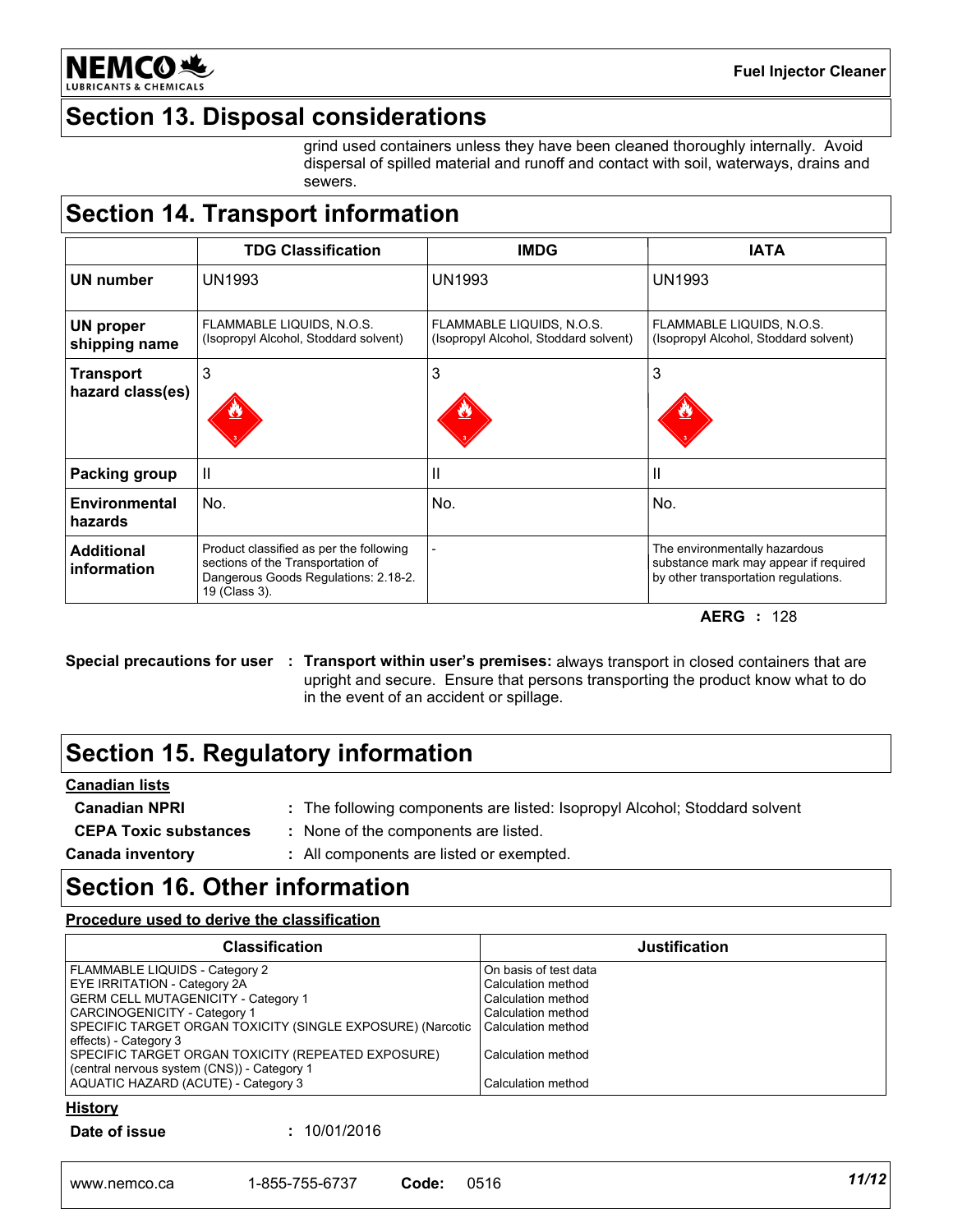## Section 13. Disposal considerations

grind used containers unless they have been cleaned thoroughly internally. Avoid dispersal of spilled material and runoff and contact with soil, waterways, drains and sewers.

## Section 14. Transport information

| | TDG Classification | IMDG | IATA |
|---|---|---|---|
| **UN number** | UN1993 | UN1993 | UN1993 |
| **UN proper shipping name** | FLAMMABLE LIQUIDS, N.O.S. (Isopropyl Alcohol, Stoddard solvent) | FLAMMABLE LIQUIDS, N.O.S. (Isopropyl Alcohol, Stoddard solvent) | FLAMMABLE LIQUIDS, N.O.S. (Isopropyl Alcohol, Stoddard solvent) |
| **Transport hazard class(es)** | 3 | 3 | 3 |
| **Packing group** | II | II | II |
| **Environmental hazards** | No. | No. | No. |
| **Additional information** | Product classified as per the following sections of the Transportation of Dangerous Goods Regulations: 2.18-2.19 (Class 3). | - | The environmentally hazardous substance mark may appear if required by other transportation regulations. |

**AERG** : 128

**Special precautions for user** : **Transport within user's premises:** always transport in closed containers that are upright and secure. Ensure that persons transporting the product know what to do in the event of an accident or spillage.

## Section 15. Regulatory information

**Canadian lists**

**Canadian NPRI** : The following components are listed: Isopropyl Alcohol; Stoddard solvent

**CEPA Toxic substances** : None of the components are listed.

**Canada inventory** : All components are listed or exempted.

## Section 16. Other information

**Procedure used to derive the classification**

| Classification | Justification |
|---|---|
| FLAMMABLE LIQUIDS - Category 2 | On basis of test data |
| EYE IRRITATION - Category 2A | Calculation method |
| GERM CELL MUTAGENICITY - Category 1 | Calculation method |
| CARCINOGENICITY - Category 1 | Calculation method |
| SPECIFIC TARGET ORGAN TOXICITY (SINGLE EXPOSURE) (Narcotic effects) - Category 3 | Calculation method |
| SPECIFIC TARGET ORGAN TOXICITY (REPEATED EXPOSURE) (central nervous system (CNS)) - Category 1 | Calculation method |
| AQUATIC HAZARD (ACUTE) - Category 3 | Calculation method |

**History**

**Date of issue** : 10/01/2016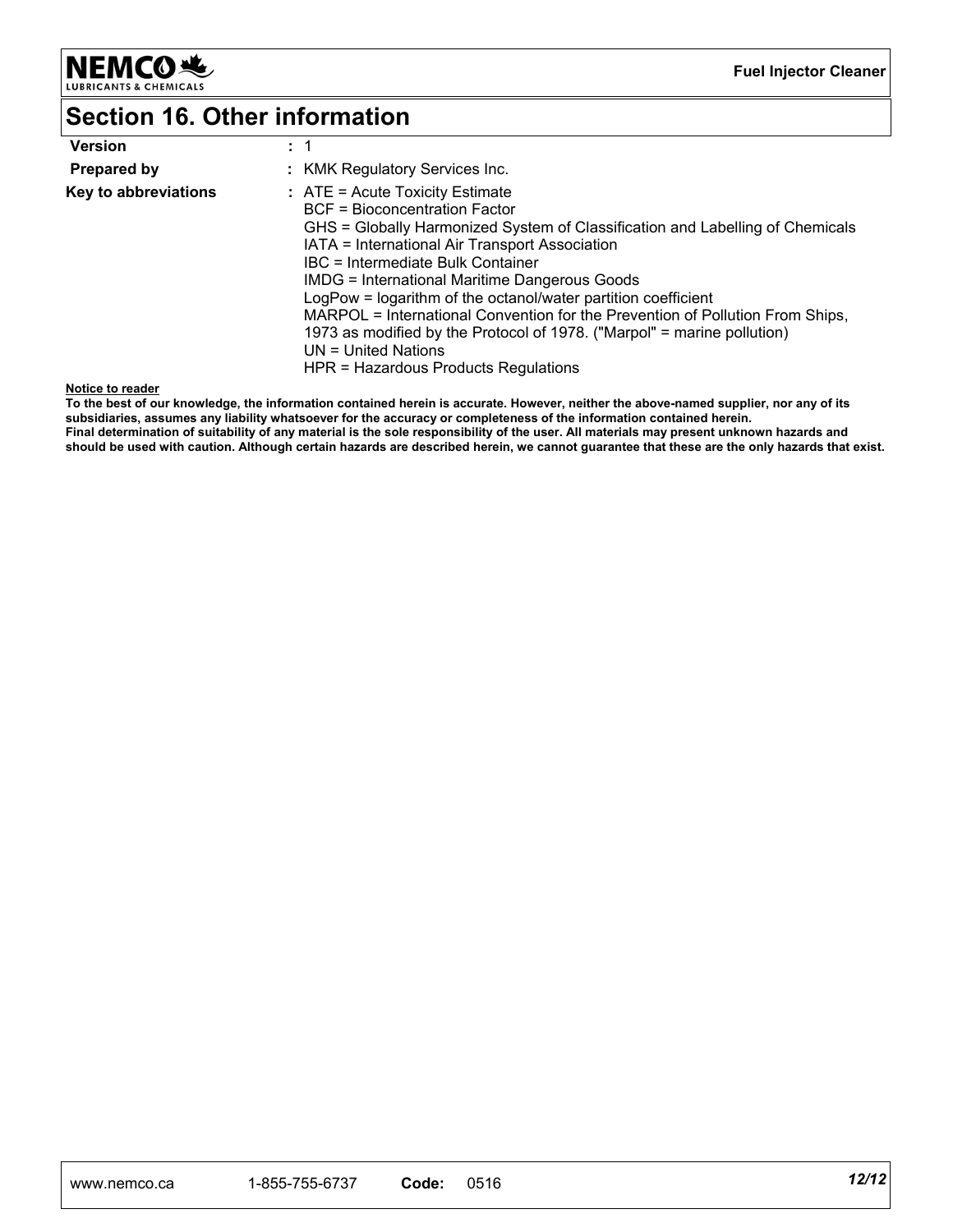## Section 16. Other information

| | |
|---|---|
| **Version** | : 1 |
| **Prepared by** | : KMK Regulatory Services Inc. |
| **Key to abbreviations** | : ATE = Acute Toxicity Estimate<br>BCF = Bioconcentration Factor<br>GHS = Globally Harmonized System of Classification and Labelling of Chemicals<br>IATA = International Air Transport Association<br>IBC = Intermediate Bulk Container<br>IMDG = International Maritime Dangerous Goods<br>LogPow = logarithm of the octanol/water partition coefficient<br>MARPOL = International Convention for the Prevention of Pollution From Ships, 1973 as modified by the Protocol of 1978. ("Marpol" = marine pollution)<br>UN = United Nations<br>HPR = Hazardous Products Regulations |

**Notice to reader**

**To the best of our knowledge, the information contained herein is accurate. However, neither the above-named supplier, nor any of its subsidiaries, assumes any liability whatsoever for the accuracy or completeness of the information contained herein.**
**Final determination of suitability of any material is the sole responsibility of the user. All materials may present unknown hazards and should be used with caution. Although certain hazards are described herein, we cannot guarantee that these are the only hazards that exist.**